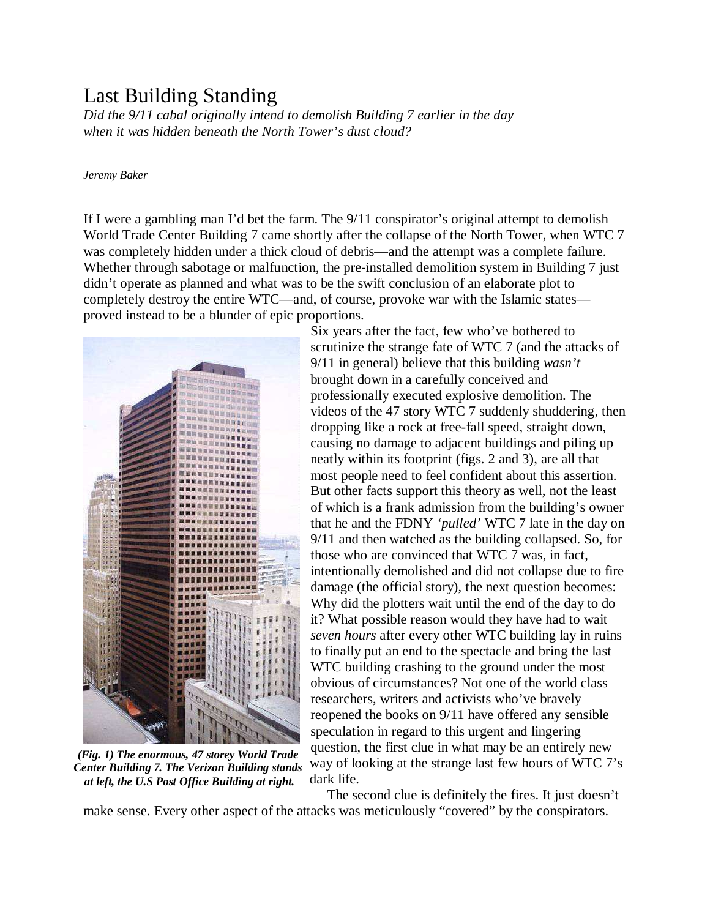# Last Building Standing

*Did the 9/11 cabal originally intend to demolish Building 7 earlier in the day when it was hidden beneath the North Tower's dust cloud?*

*Jeremy Baker*

If I were a gambling man I'd bet the farm. The 9/11 conspirator's original attempt to demolish World Trade Center Building 7 came shortly after the collapse of the North Tower, when WTC 7 was completely hidden under a thick cloud of debris—and the attempt was a complete failure. Whether through sabotage or malfunction, the pre-installed demolition system in Building 7 just didn't operate as planned and what was to be the swift conclusion of an elaborate plot to completely destroy the entire WTC—and, of course, provoke war with the Islamic states—proved instead to be a blunder of epic proportions.

**(Fig. 1) The enormous, 47 storey World Trade Center Building 7. The Verizon Building stands at left, the U.S Post Office Building at right.**

Six years after the fact, few who've bothered to scrutinize the strange fate of WTC 7 (and the attacks of 9/11 in general) believe that this building *wasn't* brought down in a carefully conceived and professionally executed explosive demolition. The videos of the 47 story WTC 7 suddenly shuddering, then dropping like a rock at free-fall speed, straight down, causing no damage to adjacent buildings and piling up neatly within its footprint (figs. 2 and 3), are all that most people need to feel confident about this assertion. But other facts support this theory as well, not the least of which is a frank admission from the building's owner that he and the FDNY *'pulled'* WTC 7 late in the day on 9/11 and then watched as the building collapsed. So, for those who are convinced that WTC 7 was, in fact, intentionally demolished and did not collapse due to fire damage (the official story), the next question becomes: Why did the plotters wait until the end of the day to do it? What possible reason would they have had to wait *seven hours* after every other WTC building lay in ruins to finally put an end to the spectacle and bring the last WTC building crashing to the ground under the most obvious of circumstances? Not one of the world class researchers, writers and activists who've bravely reopened the books on 9/11 have offered any sensible speculation in regard to this urgent and lingering question, the first clue in what may be an entirely new way of looking at the strange last few hours of WTC 7's dark life.

The second clue is definitely the fires. It just doesn't make sense. Every other aspect of the attacks was meticulously "covered" by the conspirators.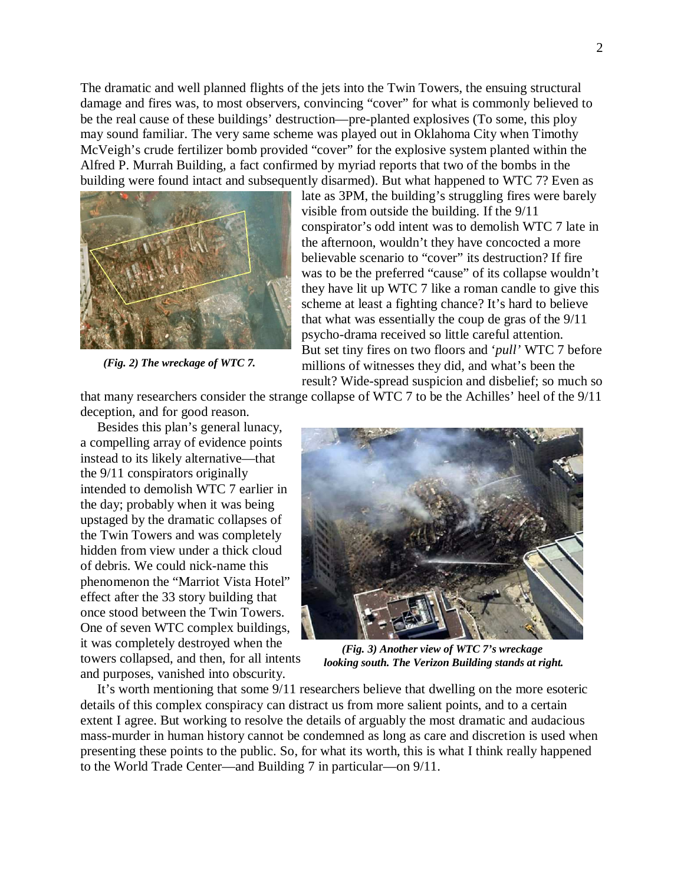The dramatic and well planned flights of the jets into the Twin Towers, the ensuing structural damage and fires was, to most observers, convincing “cover” for what is commonly believed to be the real cause of these buildings’ destruction—pre-planted explosives (To some, this ploy may sound familiar. The very same scheme was played out in Oklahoma City when Timothy McVeigh’s crude fertilizer bomb provided “cover” for the explosive system planted within the Alfred P. Murrah Building, a fact confirmed by myriad reports that two of the bombs in the building were found intact and subsequently disarmed). But what happened to WTC 7? Even as late as 3PM, the building’s struggling fires were barely visible from outside the building. If the 9/11 conspirator’s odd intent was to demolish WTC 7 late in the afternoon, wouldn’t they have concocted a more believable scenario to “cover” its destruction? If fire was to be the preferred “cause” of its collapse wouldn’t they have lit up WTC 7 like a roman candle to give this scheme at least a fighting chance? It’s hard to believe that what was essentially the coup de gras of the 9/11 psycho-drama received so little careful attention. But set tiny fires on two floors and ‘*pull’* WTC 7 before millions of witnesses they did, and what’s been the result? Wide-spread suspicion and disbelief; so much so that many researchers consider the strange collapse of WTC 7 to be the Achilles’ heel of the 9/11 deception, and for good reason.

***(Fig. 2) The wreckage of WTC 7.***

Besides this plan’s general lunacy, a compelling array of evidence points instead to its likely alternative—that the 9/11 conspirators originally intended to demolish WTC 7 earlier in the day; probably when it was being upstaged by the dramatic collapses of the Twin Towers and was completely hidden from view under a thick cloud of debris. We could nick-name this phenomenon the “Marriot Vista Hotel” effect after the 33 story building that once stood between the Twin Towers. One of seven WTC complex buildings, it was completely destroyed when the towers collapsed, and then, for all intents and purposes, vanished into obscurity.

***(Fig. 3) Another view of WTC 7’s wreckage looking south. The Verizon Building stands at right.***

It’s worth mentioning that some 9/11 researchers believe that dwelling on the more esoteric details of this complex conspiracy can distract us from more salient points, and to a certain extent I agree. But working to resolve the details of arguably the most dramatic and audacious mass-murder in human history cannot be condemned as long as care and discretion is used when presenting these points to the public. So, for what its worth, this is what I think really happened to the World Trade Center—and Building 7 in particular—on 9/11.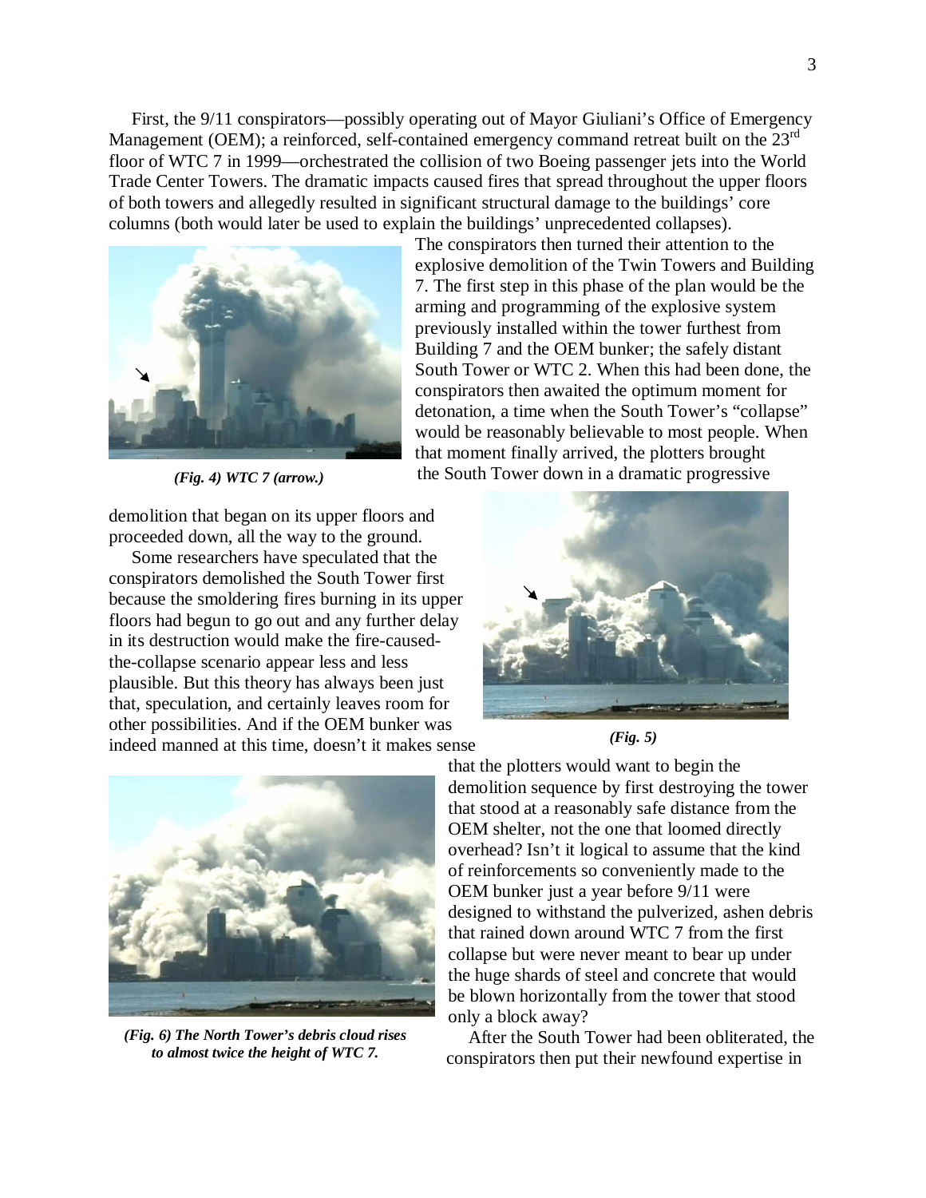First, the 9/11 conspirators—possibly operating out of Mayor Giuliani's Office of Emergency Management (OEM); a reinforced, self-contained emergency command retreat built on the 23rd floor of WTC 7 in 1999—orchestrated the collision of two Boeing passenger jets into the World Trade Center Towers. The dramatic impacts caused fires that spread throughout the upper floors of both towers and allegedly resulted in significant structural damage to the buildings' core columns (both would later be used to explain the buildings' unprecedented collapses).

*(Fig. 4) WTC 7 (arrow.)*

The conspirators then turned their attention to the explosive demolition of the Twin Towers and Building 7. The first step in this phase of the plan would be the arming and programming of the explosive system previously installed within the tower furthest from Building 7 and the OEM bunker; the safely distant South Tower or WTC 2. When this had been done, the conspirators then awaited the optimum moment for detonation, a time when the South Tower's "collapse" would be reasonably believable to most people. When that moment finally arrived, the plotters brought the South Tower down in a dramatic progressive demolition that began on its upper floors and proceeded down, all the way to the ground.

Some researchers have speculated that the conspirators demolished the South Tower first because the smoldering fires burning in its upper floors had begun to go out and any further delay in its destruction would make the fire-caused-the-collapse scenario appear less and less plausible. But this theory has always been just that, speculation, and certainly leaves room for other possibilities. And if the OEM bunker was indeed manned at this time, doesn't it makes sense that the plotters would want to begin the demolition sequence by first destroying the tower that stood at a reasonably safe distance from the OEM shelter, not the one that loomed directly overhead? Isn't it logical to assume that the kind of reinforcements so conveniently made to the OEM bunker just a year before 9/11 were designed to withstand the pulverized, ashen debris that rained down around WTC 7 from the first collapse but were never meant to bear up under the huge shards of steel and concrete that would be blown horizontally from the tower that stood only a block away?

*(Fig. 5)*

*(Fig. 6) The North Tower's debris cloud rises to almost twice the height of WTC 7.*

After the South Tower had been obliterated, the conspirators then put their newfound expertise in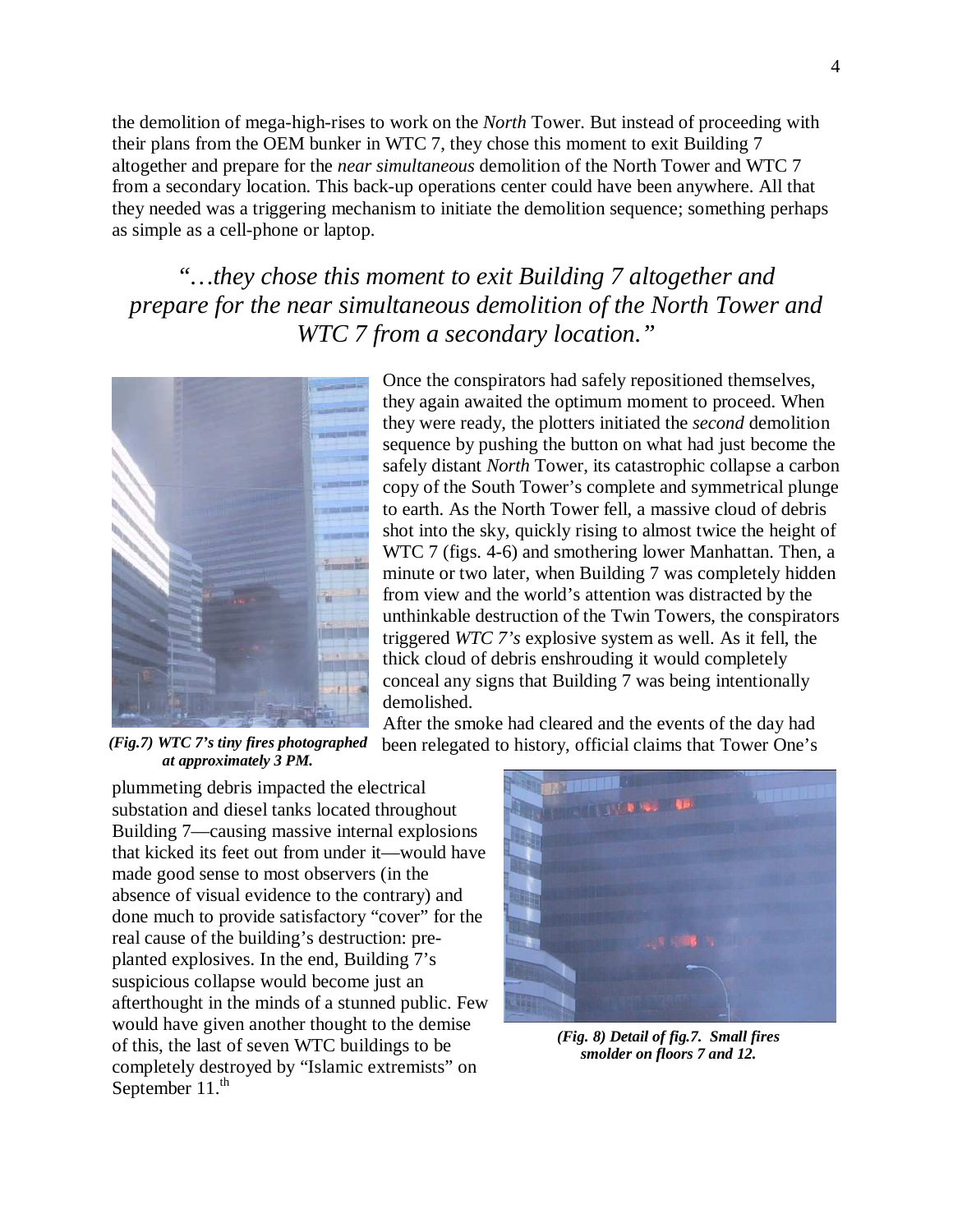the demolition of mega-high-rises to work on the *North* Tower. But instead of proceeding with their plans from the OEM bunker in WTC 7, they chose this moment to exit Building 7 altogether and prepare for the *near simultaneous* demolition of the North Tower and WTC 7 from a secondary location. This back-up operations center could have been anywhere. All that they needed was a triggering mechanism to initiate the demolition sequence; something perhaps as simple as a cell-phone or laptop.

> *"…they chose this moment to exit Building 7 altogether and prepare for the near simultaneous demolition of the North Tower and WTC 7 from a secondary location."*

Once the conspirators had safely repositioned themselves, they again awaited the optimum moment to proceed. When they were ready, the plotters initiated the *second* demolition sequence by pushing the button on what had just become the safely distant *North* Tower, its catastrophic collapse a carbon copy of the South Tower's complete and symmetrical plunge to earth. As the North Tower fell, a massive cloud of debris shot into the sky, quickly rising to almost twice the height of WTC 7 (figs. 4-6) and smothering lower Manhattan. Then, a minute or two later, when Building 7 was completely hidden from view and the world's attention was distracted by the unthinkable destruction of the Twin Towers, the conspirators triggered *WTC 7's* explosive system as well. As it fell, the thick cloud of debris enshrouding it would completely conceal any signs that Building 7 was being intentionally demolished.

***(Fig.7) WTC 7's tiny fires photographed at approximately 3 PM.***

After the smoke had cleared and the events of the day had been relegated to history, official claims that Tower One's plummeting debris impacted the electrical substation and diesel tanks located throughout Building 7—causing massive internal explosions that kicked its feet out from under it—would have made good sense to most observers (in the absence of visual evidence to the contrary) and done much to provide satisfactory "cover" for the real cause of the building's destruction: pre-planted explosives. In the end, Building 7's suspicious collapse would become just an afterthought in the minds of a stunned public. Few would have given another thought to the demise of this, the last of seven WTC buildings to be completely destroyed by "Islamic extremists" on September 11.th

***(Fig. 8) Detail of fig.7. Small fires smolder on floors 7 and 12.***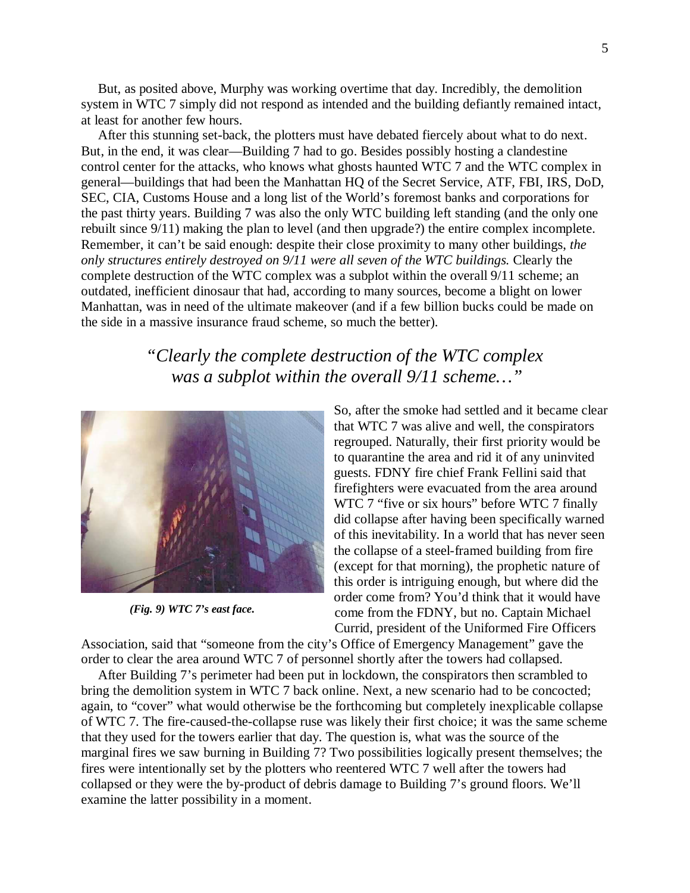But, as posited above, Murphy was working overtime that day. Incredibly, the demolition system in WTC 7 simply did not respond as intended and the building defiantly remained intact, at least for another few hours.

After this stunning set-back, the plotters must have debated fiercely about what to do next. But, in the end, it was clear—Building 7 had to go. Besides possibly hosting a clandestine control center for the attacks, who knows what ghosts haunted WTC 7 and the WTC complex in general—buildings that had been the Manhattan HQ of the Secret Service, ATF, FBI, IRS, DoD, SEC, CIA, Customs House and a long list of the World's foremost banks and corporations for the past thirty years. Building 7 was also the only WTC building left standing (and the only one rebuilt since 9/11) making the plan to level (and then upgrade?) the entire complex incomplete. Remember, it can't be said enough: despite their close proximity to many other buildings, *the only structures entirely destroyed on 9/11 were all seven of the WTC buildings.* Clearly the complete destruction of the WTC complex was a subplot within the overall 9/11 scheme; an outdated, inefficient dinosaur that had, according to many sources, become a blight on lower Manhattan, was in need of the ultimate makeover (and if a few billion bucks could be made on the side in a massive insurance fraud scheme, so much the better).

*"Clearly the complete destruction of the WTC complex was a subplot within the overall 9/11 scheme…"*

***(Fig. 9) WTC 7's east face.***

So, after the smoke had settled and it became clear that WTC 7 was alive and well, the conspirators regrouped. Naturally, their first priority would be to quarantine the area and rid it of any uninvited guests. FDNY fire chief Frank Fellini said that firefighters were evacuated from the area around WTC 7 "five or six hours" before WTC 7 finally did collapse after having been specifically warned of this inevitability. In a world that has never seen the collapse of a steel-framed building from fire (except for that morning), the prophetic nature of this order is intriguing enough, but where did the order come from? You'd think that it would have come from the FDNY, but no. Captain Michael Currid, president of the Uniformed Fire Officers Association, said that "someone from the city's Office of Emergency Management" gave the order to clear the area around WTC 7 of personnel shortly after the towers had collapsed.

After Building 7's perimeter had been put in lockdown, the conspirators then scrambled to bring the demolition system in WTC 7 back online. Next, a new scenario had to be concocted; again, to "cover" what would otherwise be the forthcoming but completely inexplicable collapse of WTC 7. The fire-caused-the-collapse ruse was likely their first choice; it was the same scheme that they used for the towers earlier that day. The question is, what was the source of the marginal fires we saw burning in Building 7? Two possibilities logically present themselves; the fires were intentionally set by the plotters who reentered WTC 7 well after the towers had collapsed or they were the by-product of debris damage to Building 7's ground floors. We'll examine the latter possibility in a moment.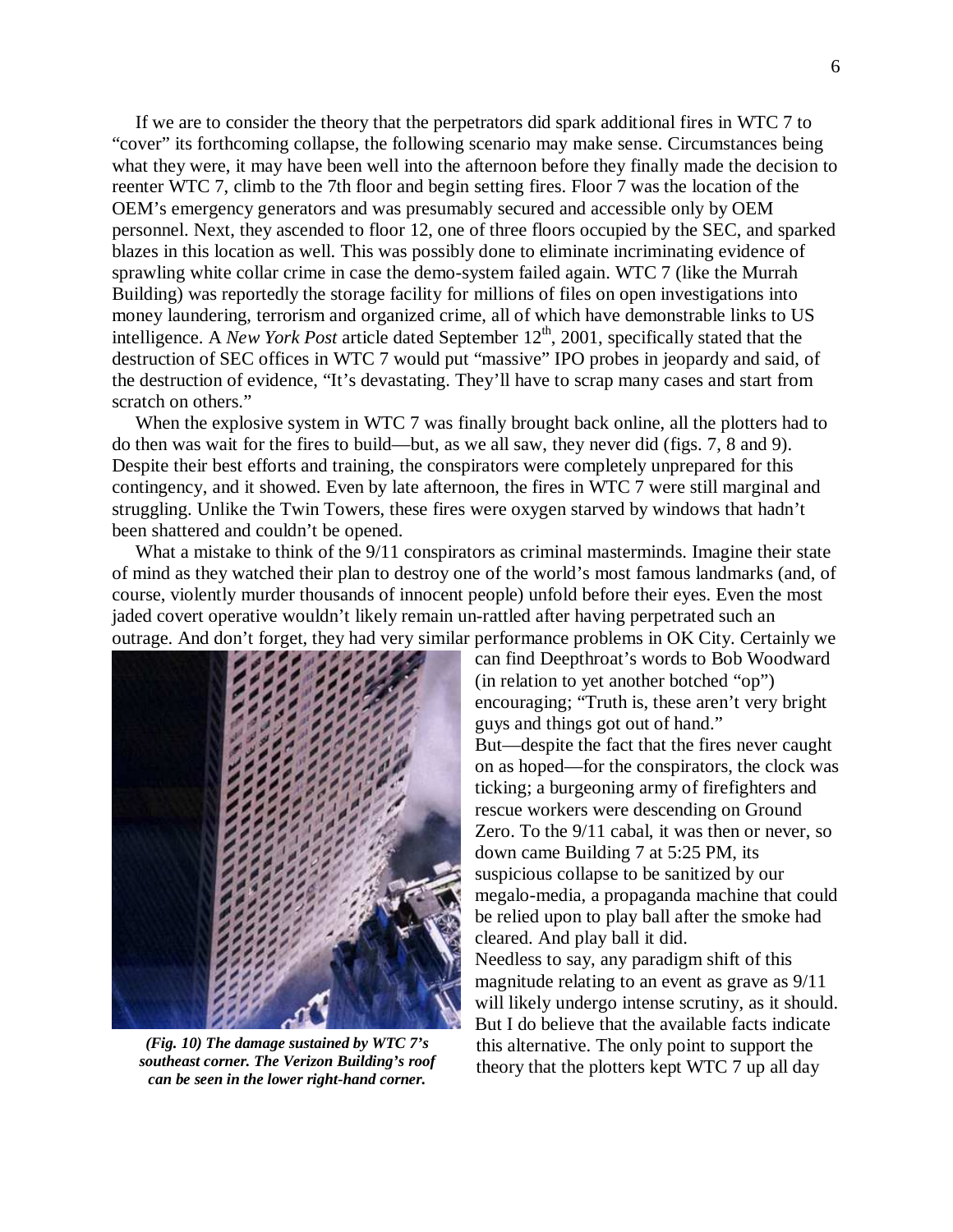If we are to consider the theory that the perpetrators did spark additional fires in WTC 7 to "cover" its forthcoming collapse, the following scenario may make sense. Circumstances being what they were, it may have been well into the afternoon before they finally made the decision to reenter WTC 7, climb to the 7th floor and begin setting fires. Floor 7 was the location of the OEM's emergency generators and was presumably secured and accessible only by OEM personnel. Next, they ascended to floor 12, one of three floors occupied by the SEC, and sparked blazes in this location as well. This was possibly done to eliminate incriminating evidence of sprawling white collar crime in case the demo-system failed again. WTC 7 (like the Murrah Building) was reportedly the storage facility for millions of files on open investigations into money laundering, terrorism and organized crime, all of which have demonstrable links to US intelligence. A *New York Post* article dated September 12th, 2001, specifically stated that the destruction of SEC offices in WTC 7 would put "massive" IPO probes in jeopardy and said, of the destruction of evidence, "It's devastating. They'll have to scrap many cases and start from scratch on others."

When the explosive system in WTC 7 was finally brought back online, all the plotters had to do then was wait for the fires to build—but, as we all saw, they never did (figs. 7, 8 and 9). Despite their best efforts and training, the conspirators were completely unprepared for this contingency, and it showed. Even by late afternoon, the fires in WTC 7 were still marginal and struggling. Unlike the Twin Towers, these fires were oxygen starved by windows that hadn't been shattered and couldn't be opened.

What a mistake to think of the 9/11 conspirators as criminal masterminds. Imagine their state of mind as they watched their plan to destroy one of the world's most famous landmarks (and, of course, violently murder thousands of innocent people) unfold before their eyes. Even the most jaded covert operative wouldn't likely remain un-rattled after having perpetrated such an outrage. And don't forget, they had very similar performance problems in OK City. Certainly we can find Deepthroat's words to Bob Woodward (in relation to yet another botched "op") encouraging; "Truth is, these aren't very bright guys and things got out of hand."

But—despite the fact that the fires never caught on as hoped—for the conspirators, the clock was ticking; a burgeoning army of firefighters and rescue workers were descending on Ground Zero. To the 9/11 cabal, it was then or never, so down came Building 7 at 5:25 PM, its suspicious collapse to be sanitized by our megalo-media, a propaganda machine that could be relied upon to play ball after the smoke had cleared. And play ball it did.

***(Fig. 10) The damage sustained by WTC 7's southeast corner. The Verizon Building's roof can be seen in the lower right-hand corner.***

Needless to say, any paradigm shift of this magnitude relating to an event as grave as 9/11 will likely undergo intense scrutiny, as it should. But I do believe that the available facts indicate this alternative. The only point to support the theory that the plotters kept WTC 7 up all day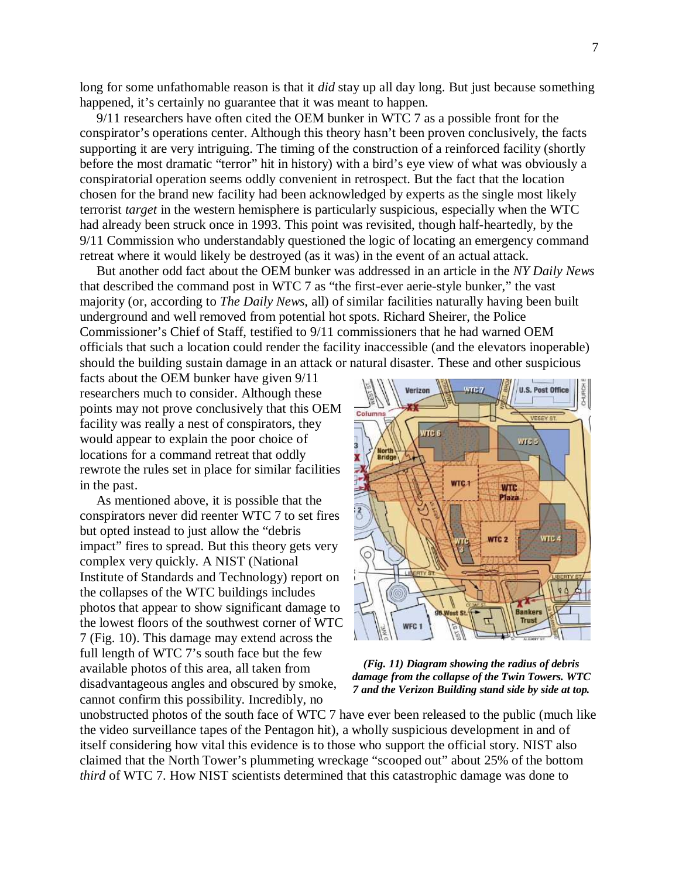long for some unfathomable reason is that it *did* stay up all day long. But just because something happened, it's certainly no guarantee that it was meant to happen.

9/11 researchers have often cited the OEM bunker in WTC 7 as a possible front for the conspirator's operations center. Although this theory hasn't been proven conclusively, the facts supporting it are very intriguing. The timing of the construction of a reinforced facility (shortly before the most dramatic "terror" hit in history) with a bird's eye view of what was obviously a conspiratorial operation seems oddly convenient in retrospect. But the fact that the location chosen for the brand new facility had been acknowledged by experts as the single most likely terrorist *target* in the western hemisphere is particularly suspicious, especially when the WTC had already been struck once in 1993. This point was revisited, though half-heartedly, by the 9/11 Commission who understandably questioned the logic of locating an emergency command retreat where it would likely be destroyed (as it was) in the event of an actual attack.

But another odd fact about the OEM bunker was addressed in an article in the *NY Daily News* that described the command post in WTC 7 as "the first-ever aerie-style bunker," the vast majority (or, according to *The Daily News*, all) of similar facilities naturally having been built underground and well removed from potential hot spots. Richard Sheirer, the Police Commissioner's Chief of Staff, testified to 9/11 commissioners that he had warned OEM officials that such a location could render the facility inaccessible (and the elevators inoperable) should the building sustain damage in an attack or natural disaster. These and other suspicious facts about the OEM bunker have given 9/11 researchers much to consider. Although these points may not prove conclusively that this OEM facility was really a nest of conspirators, they would appear to explain the poor choice of locations for a command retreat that oddly rewrote the rules set in place for similar facilities in the past.

As mentioned above, it is possible that the conspirators never did reenter WTC 7 to set fires but opted instead to just allow the "debris impact" fires to spread. But this theory gets very complex very quickly. A NIST (National Institute of Standards and Technology) report on the collapses of the WTC buildings includes photos that appear to show significant damage to the lowest floors of the southwest corner of WTC 7 (Fig. 10). This damage may extend across the full length of WTC 7's south face but the few available photos of this area, all taken from disadvantageous angles and obscured by smoke, cannot confirm this possibility. Incredibly, no unobstructed photos of the south face of WTC 7 have ever been released to the public (much like the video surveillance tapes of the Pentagon hit), a wholly suspicious development in and of itself considering how vital this evidence is to those who support the official story. NIST also claimed that the North Tower's plummeting wreckage "scooped out" about 25% of the bottom *third* of WTC 7. How NIST scientists determined that this catastrophic damage was done to

***(Fig. 11) Diagram showing the radius of debris damage from the collapse of the Twin Towers. WTC 7 and the Verizon Building stand side by side at top.***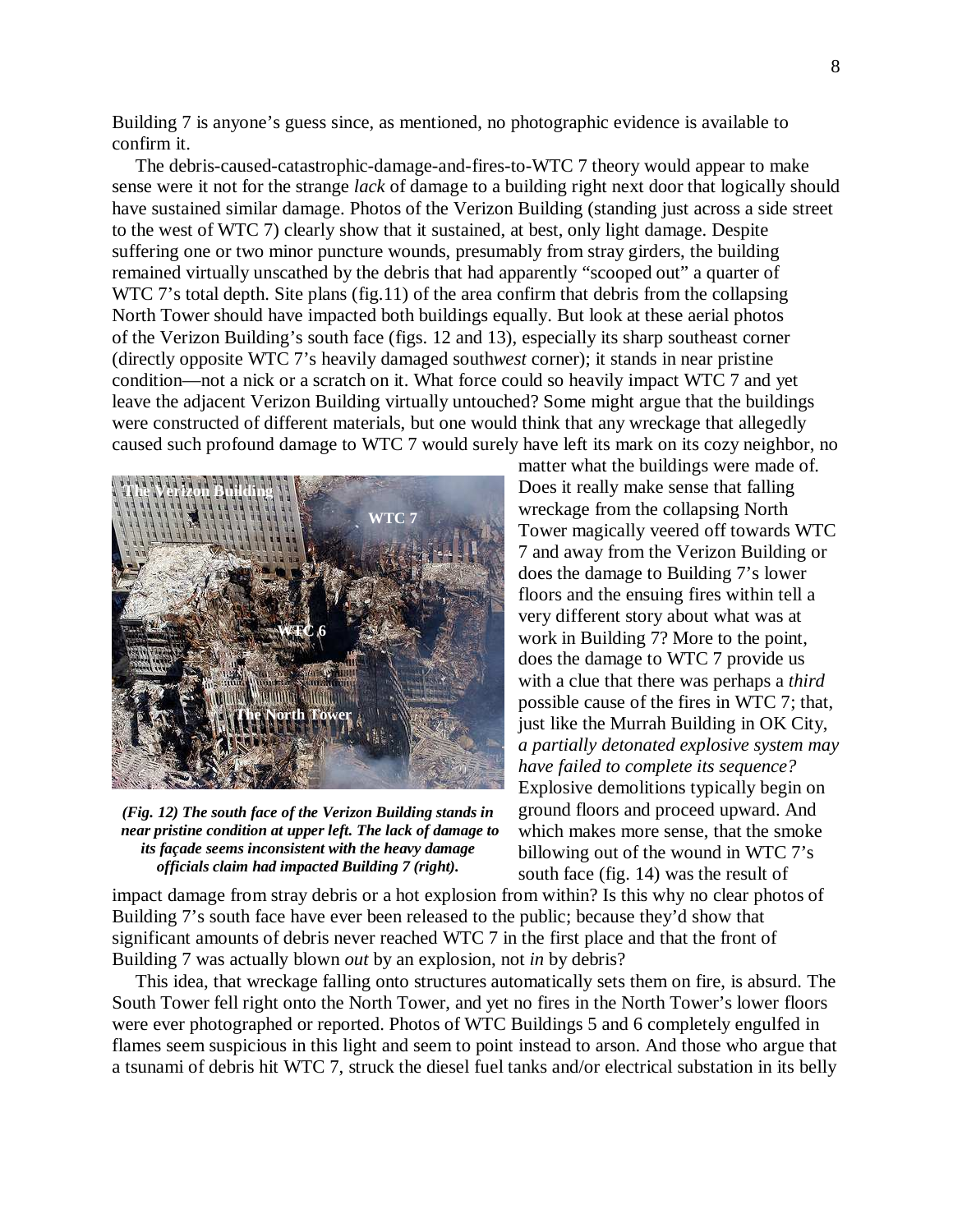Building 7 is anyone's guess since, as mentioned, no photographic evidence is available to confirm it.

The debris-caused-catastrophic-damage-and-fires-to-WTC 7 theory would appear to make sense were it not for the strange *lack* of damage to a building right next door that logically should have sustained similar damage. Photos of the Verizon Building (standing just across a side street to the west of WTC 7) clearly show that it sustained, at best, only light damage. Despite suffering one or two minor puncture wounds, presumably from stray girders, the building remained virtually unscathed by the debris that had apparently "scooped out" a quarter of WTC 7's total depth. Site plans (fig.11) of the area confirm that debris from the collapsing North Tower should have impacted both buildings equally. But look at these aerial photos of the Verizon Building's south face (figs. 12 and 13), especially its sharp southeast corner (directly opposite WTC 7's heavily damaged south*west* corner); it stands in near pristine condition—not a nick or a scratch on it. What force could so heavily impact WTC 7 and yet leave the adjacent Verizon Building virtually untouched? Some might argue that the buildings were constructed of different materials, but one would think that any wreckage that allegedly caused such profound damage to WTC 7 would surely have left its mark on its cozy neighbor, no matter what the buildings were made of. Does it really make sense that falling wreckage from the collapsing North Tower magically veered off towards WTC 7 and away from the Verizon Building or does the damage to Building 7's lower floors and the ensuing fires within tell a very different story about what was at work in Building 7? More to the point, does the damage to WTC 7 provide us with a clue that there was perhaps a *third* possible cause of the fires in WTC 7; that, just like the Murrah Building in OK City, *a partially detonated explosive system may have failed to complete its sequence?* Explosive demolitions typically begin on ground floors and proceed upward. And which makes more sense, that the smoke billowing out of the wound in WTC 7's south face (fig. 14) was the result of impact damage from stray debris or a hot explosion from within? Is this why no clear photos of Building 7's south face have ever been released to the public; because they'd show that significant amounts of debris never reached WTC 7 in the first place and that the front of Building 7 was actually blown *out* by an explosion, not *in* by debris?

The Verizon Building

WTC 7

WTC 6

The North Tower

***(Fig. 12) The south face of the Verizon Building stands in near pristine condition at upper left. The lack of damage to its façade seems inconsistent with the heavy damage officials claim had impacted Building 7 (right).***

This idea, that wreckage falling onto structures automatically sets them on fire, is absurd. The South Tower fell right onto the North Tower, and yet no fires in the North Tower's lower floors were ever photographed or reported. Photos of WTC Buildings 5 and 6 completely engulfed in flames seem suspicious in this light and seem to point instead to arson. And those who argue that a tsunami of debris hit WTC 7, struck the diesel fuel tanks and/or electrical substation in its belly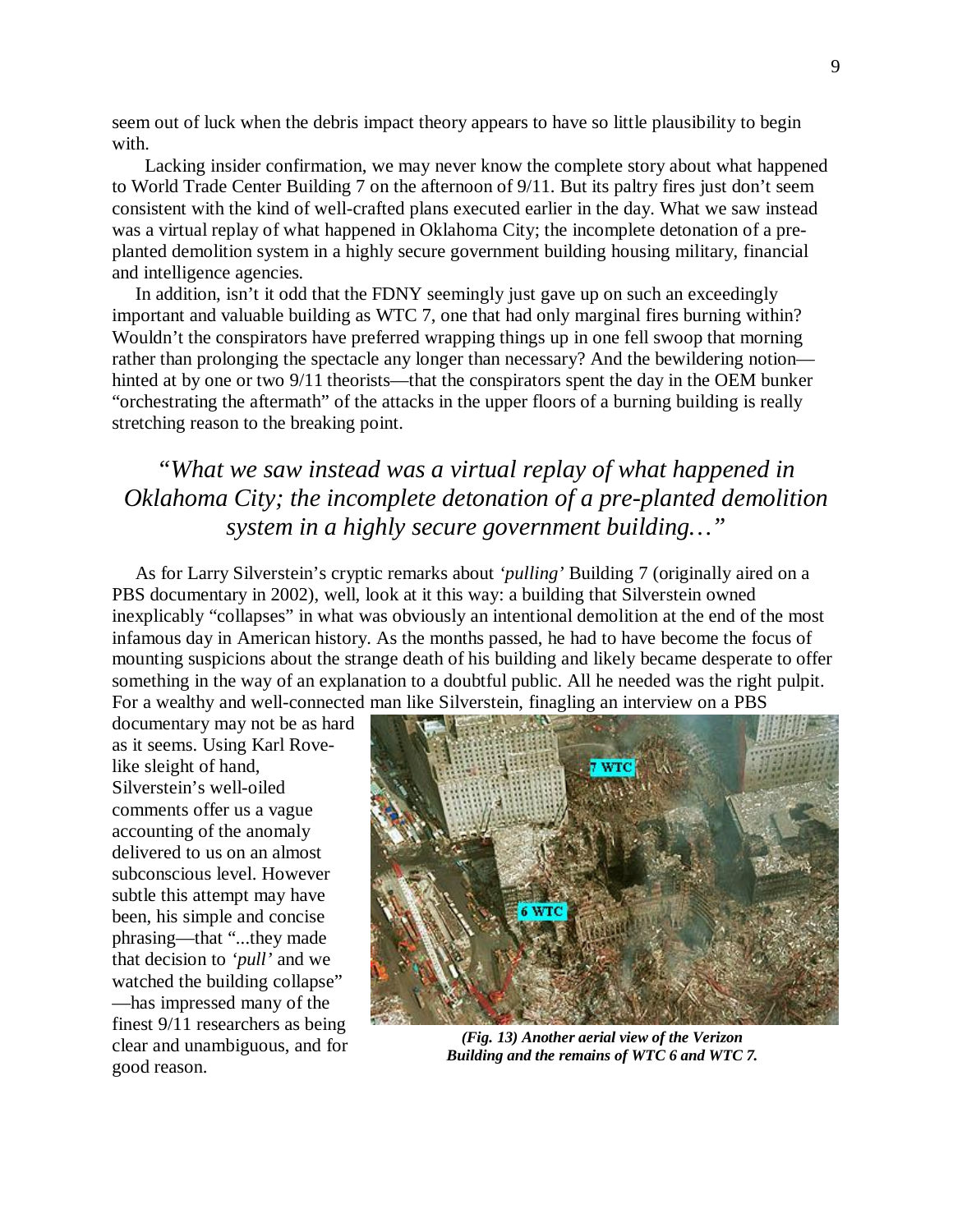seem out of luck when the debris impact theory appears to have so little plausibility to begin with.

Lacking insider confirmation, we may never know the complete story about what happened to World Trade Center Building 7 on the afternoon of 9/11. But its paltry fires just don't seem consistent with the kind of well-crafted plans executed earlier in the day. What we saw instead was a virtual replay of what happened in Oklahoma City; the incomplete detonation of a pre-planted demolition system in a highly secure government building housing military, financial and intelligence agencies.

In addition, isn't it odd that the FDNY seemingly just gave up on such an exceedingly important and valuable building as WTC 7, one that had only marginal fires burning within? Wouldn't the conspirators have preferred wrapping things up in one fell swoop that morning rather than prolonging the spectacle any longer than necessary? And the bewildering notion—hinted at by one or two 9/11 theorists—that the conspirators spent the day in the OEM bunker "orchestrating the aftermath" of the attacks in the upper floors of a burning building is really stretching reason to the breaking point.

*"What we saw instead was a virtual replay of what happened in Oklahoma City; the incomplete detonation of a pre-planted demolition system in a highly secure government building…"*

As for Larry Silverstein's cryptic remarks about *'pulling'* Building 7 (originally aired on a PBS documentary in 2002), well, look at it this way: a building that Silverstein owned inexplicably "collapses" in what was obviously an intentional demolition at the end of the most infamous day in American history. As the months passed, he had to have become the focus of mounting suspicions about the strange death of his building and likely became desperate to offer something in the way of an explanation to a doubtful public. All he needed was the right pulpit. For a wealthy and well-connected man like Silverstein, finagling an interview on a PBS documentary may not be as hard as it seems. Using Karl Rove-like sleight of hand, Silverstein's well-oiled comments offer us a vague accounting of the anomaly delivered to us on an almost subconscious level. However subtle this attempt may have been, his simple and concise phrasing—that "...they made that decision to *'pull'* and we watched the building collapse"—has impressed many of the finest 9/11 researchers as being clear and unambiguous, and for good reason.

***(Fig. 13) Another aerial view of the Verizon Building and the remains of WTC 6 and WTC 7.***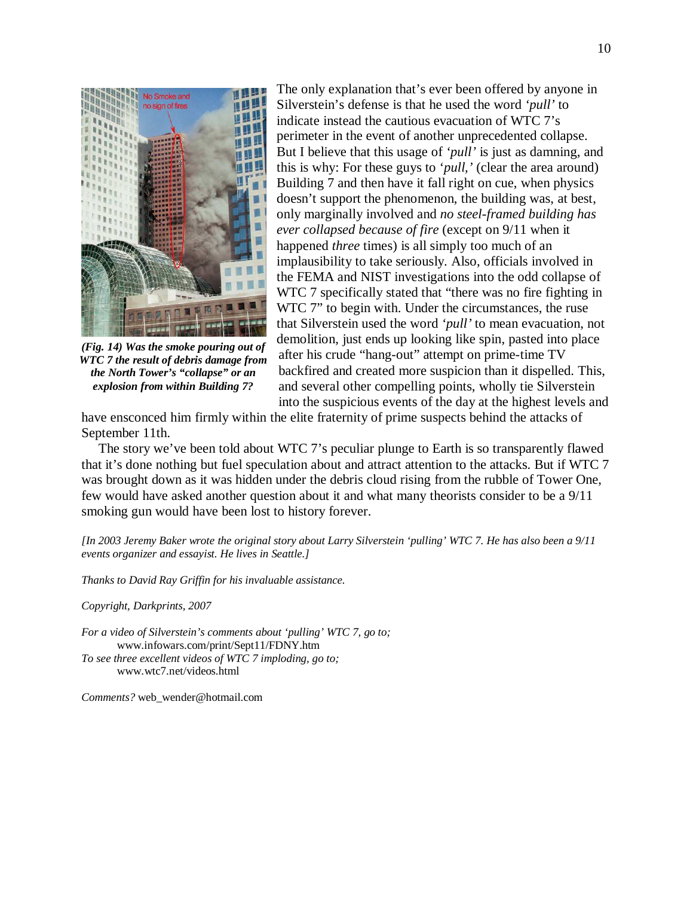(Fig. 14) Was the smoke pouring out of WTC 7 the result of debris damage from the North Tower's "collapse" or an explosion from within Building 7?

The only explanation that's ever been offered by anyone in Silverstein's defense is that he used the word *'pull'* to indicate instead the cautious evacuation of WTC 7's perimeter in the event of another unprecedented collapse. But I believe that this usage of *'pull'* is just as damning, and this is why: For these guys to *'pull,'* (clear the area around) Building 7 and then have it fall right on cue, when physics doesn't support the phenomenon, the building was, at best, only marginally involved and *no steel-framed building has ever collapsed because of fire* (except on 9/11 when it happened *three* times) is all simply too much of an implausibility to take seriously. Also, officials involved in the FEMA and NIST investigations into the odd collapse of WTC 7 specifically stated that "there was no fire fighting in WTC 7" to begin with. Under the circumstances, the ruse that Silverstein used the word *'pull'* to mean evacuation, not demolition, just ends up looking like spin, pasted into place after his crude "hang-out" attempt on prime-time TV backfired and created more suspicion than it dispelled. This, and several other compelling points, wholly tie Silverstein into the suspicious events of the day at the highest levels and have ensconced him firmly within the elite fraternity of prime suspects behind the attacks of September 11th.

The story we've been told about WTC 7's peculiar plunge to Earth is so transparently flawed that it's done nothing but fuel speculation about and attract attention to the attacks. But if WTC 7 was brought down as it was hidden under the debris cloud rising from the rubble of Tower One, few would have asked another question about it and what many theorists consider to be a 9/11 smoking gun would have been lost to history forever.

*[In 2003 Jeremy Baker wrote the original story about Larry Silverstein 'pulling' WTC 7. He has also been a 9/11 events organizer and essayist. He lives in Seattle.]*

*Thanks to David Ray Griffin for his invaluable assistance.*

*Copyright, Darkprints, 2007*

*For a video of Silverstein's comments about 'pulling' WTC 7, go to;*
www.infowars.com/print/Sept11/FDNY.htm
*To see three excellent videos of WTC 7 imploding, go to;*
www.wtc7.net/videos.html

*Comments?* web_wender@hotmail.com